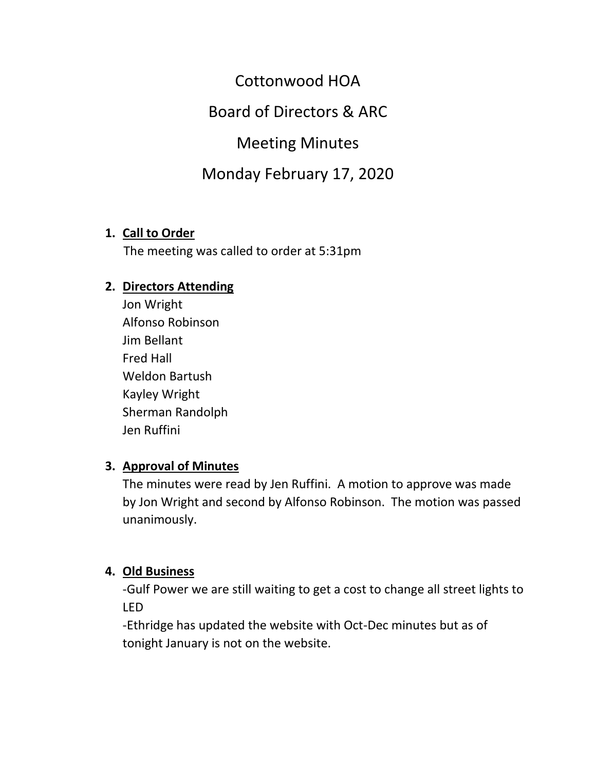# Cottonwood HOA

## Board of Directors & ARC

## Meeting Minutes

## Monday February 17, 2020

1. **Call to Order**

   The meeting was called to order at 5:31pm

2. **Directors Attending**

   Jon Wright
   Alfonso Robinson
   Jim Bellant
   Fred Hall
   Weldon Bartush
   Kayley Wright
   Sherman Randolph
   Jen Ruffini

3. **Approval of Minutes**

   The minutes were read by Jen Ruffini. A motion to approve was made by Jon Wright and second by Alfonso Robinson. The motion was passed unanimously.

4. **Old Business**

   -Gulf Power we are still waiting to get a cost to change all street lights to LED
   -Ethridge has updated the website with Oct-Dec minutes but as of tonight January is not on the website.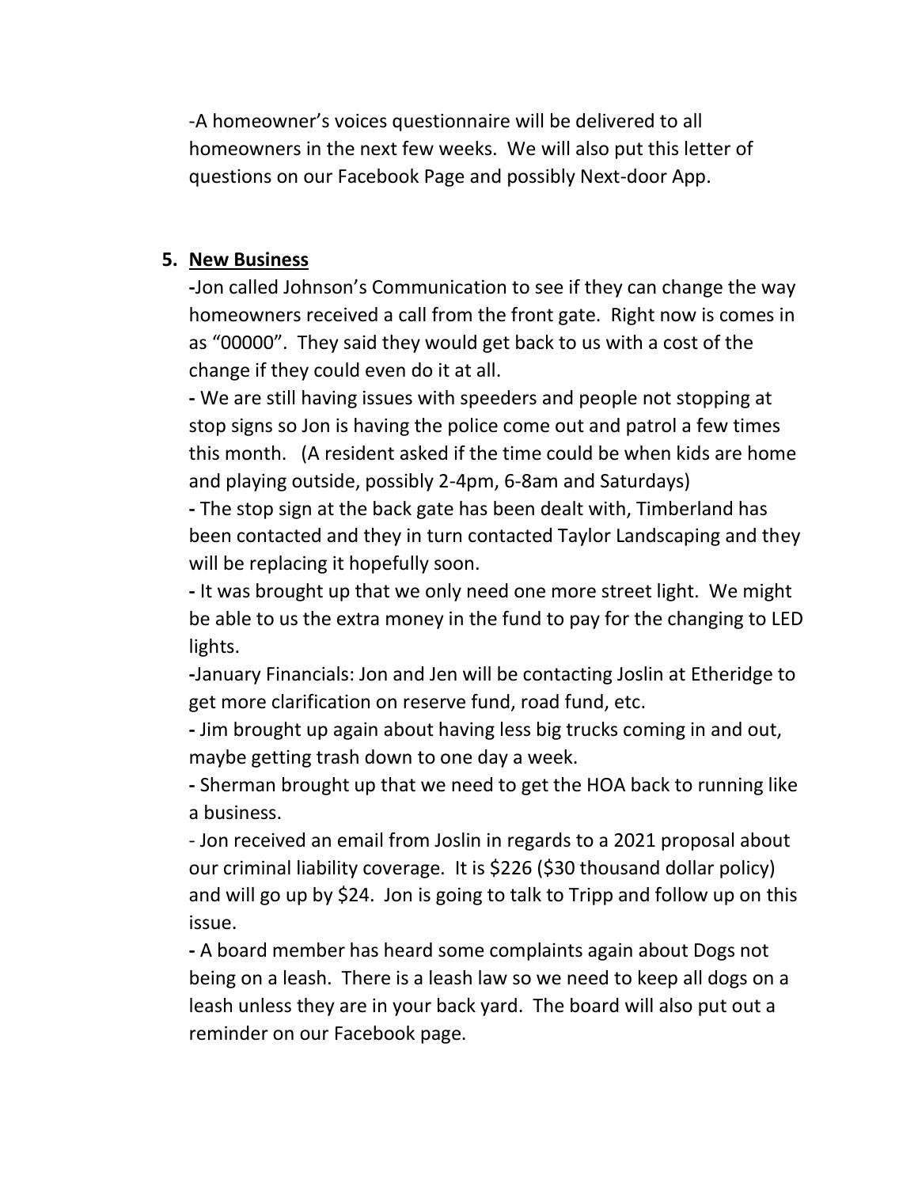-A homeowner's voices questionnaire will be delivered to all homeowners in the next few weeks. We will also put this letter of questions on our Facebook Page and possibly Next-door App.

5. **New Business**

-Jon called Johnson's Communication to see if they can change the way homeowners received a call from the front gate. Right now is comes in as "00000". They said they would get back to us with a cost of the change if they could even do it at all.

- We are still having issues with speeders and people not stopping at stop signs so Jon is having the police come out and patrol a few times this month. (A resident asked if the time could be when kids are home and playing outside, possibly 2-4pm, 6-8am and Saturdays)

- The stop sign at the back gate has been dealt with, Timberland has been contacted and they in turn contacted Taylor Landscaping and they will be replacing it hopefully soon.

- It was brought up that we only need one more street light. We might be able to us the extra money in the fund to pay for the changing to LED lights.

-January Financials: Jon and Jen will be contacting Joslin at Etheridge to get more clarification on reserve fund, road fund, etc.

- Jim brought up again about having less big trucks coming in and out, maybe getting trash down to one day a week.

- Sherman brought up that we need to get the HOA back to running like a business.

- Jon received an email from Joslin in regards to a 2021 proposal about our criminal liability coverage. It is $226 ($30 thousand dollar policy) and will go up by $24. Jon is going to talk to Tripp and follow up on this issue.

- A board member has heard some complaints again about Dogs not being on a leash. There is a leash law so we need to keep all dogs on a leash unless they are in your back yard. The board will also put out a reminder on our Facebook page.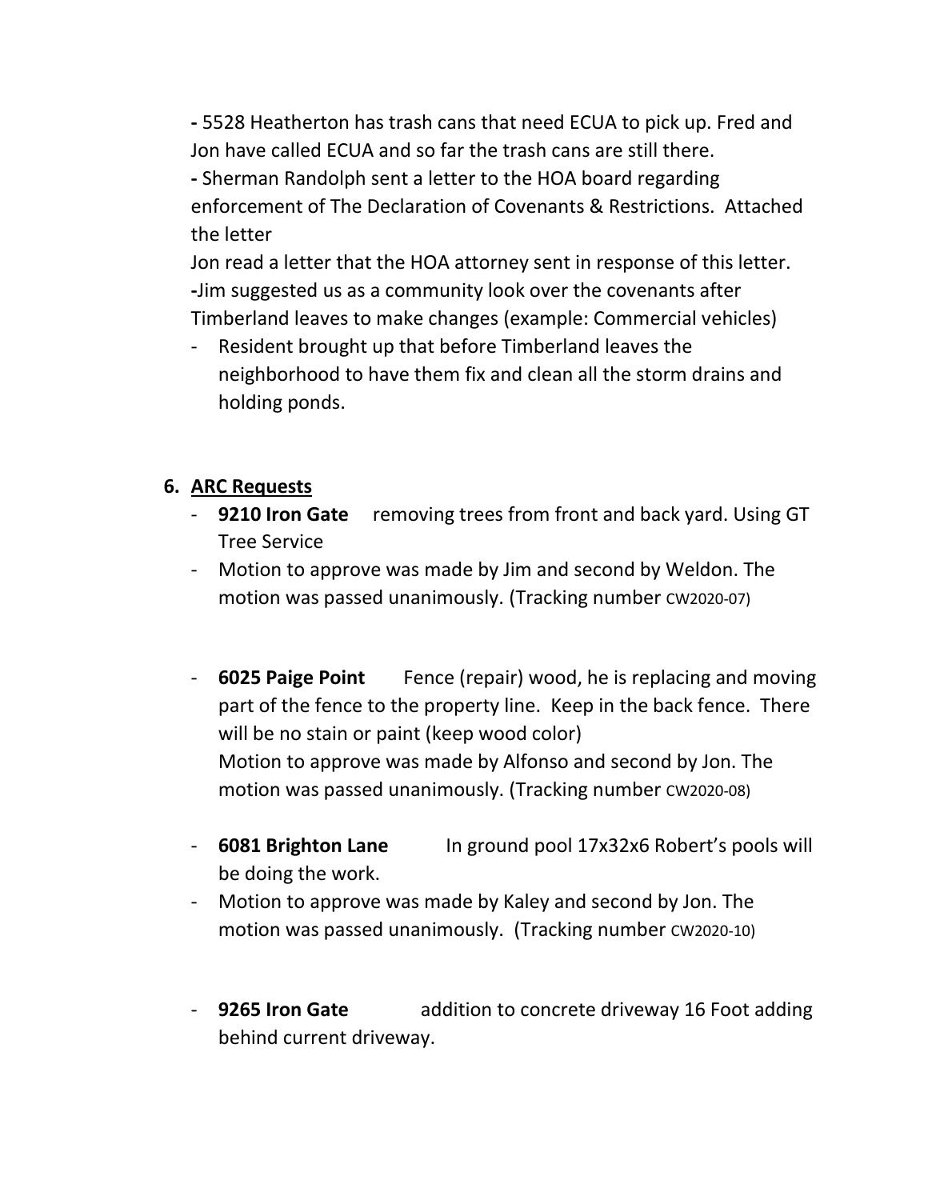- 5528 Heatherton has trash cans that need ECUA to pick up. Fred and Jon have called ECUA and so far the trash cans are still there.
- Sherman Randolph sent a letter to the HOA board regarding enforcement of The Declaration of Covenants & Restrictions. Attached the letter

Jon read a letter that the HOA attorney sent in response of this letter.
-Jim suggested us as a community look over the covenants after Timberland leaves to make changes (example: Commercial vehicles)

- Resident brought up that before Timberland leaves the neighborhood to have them fix and clean all the storm drains and holding ponds.

6. **ARC Requests**
   - **9210 Iron Gate** removing trees from front and back yard. Using GT Tree Service
   - Motion to approve was made by Jim and second by Weldon. The motion was passed unanimously. (Tracking number CW2020-07)

   - **6025 Paige Point** Fence (repair) wood, he is replacing and moving part of the fence to the property line. Keep in the back fence. There will be no stain or paint (keep wood color)
     Motion to approve was made by Alfonso and second by Jon. The motion was passed unanimously. (Tracking number CW2020-08)

   - **6081 Brighton Lane** In ground pool 17x32x6 Robert's pools will be doing the work.
   - Motion to approve was made by Kaley and second by Jon. The motion was passed unanimously. (Tracking number CW2020-10)

   - **9265 Iron Gate** addition to concrete driveway 16 Foot adding behind current driveway.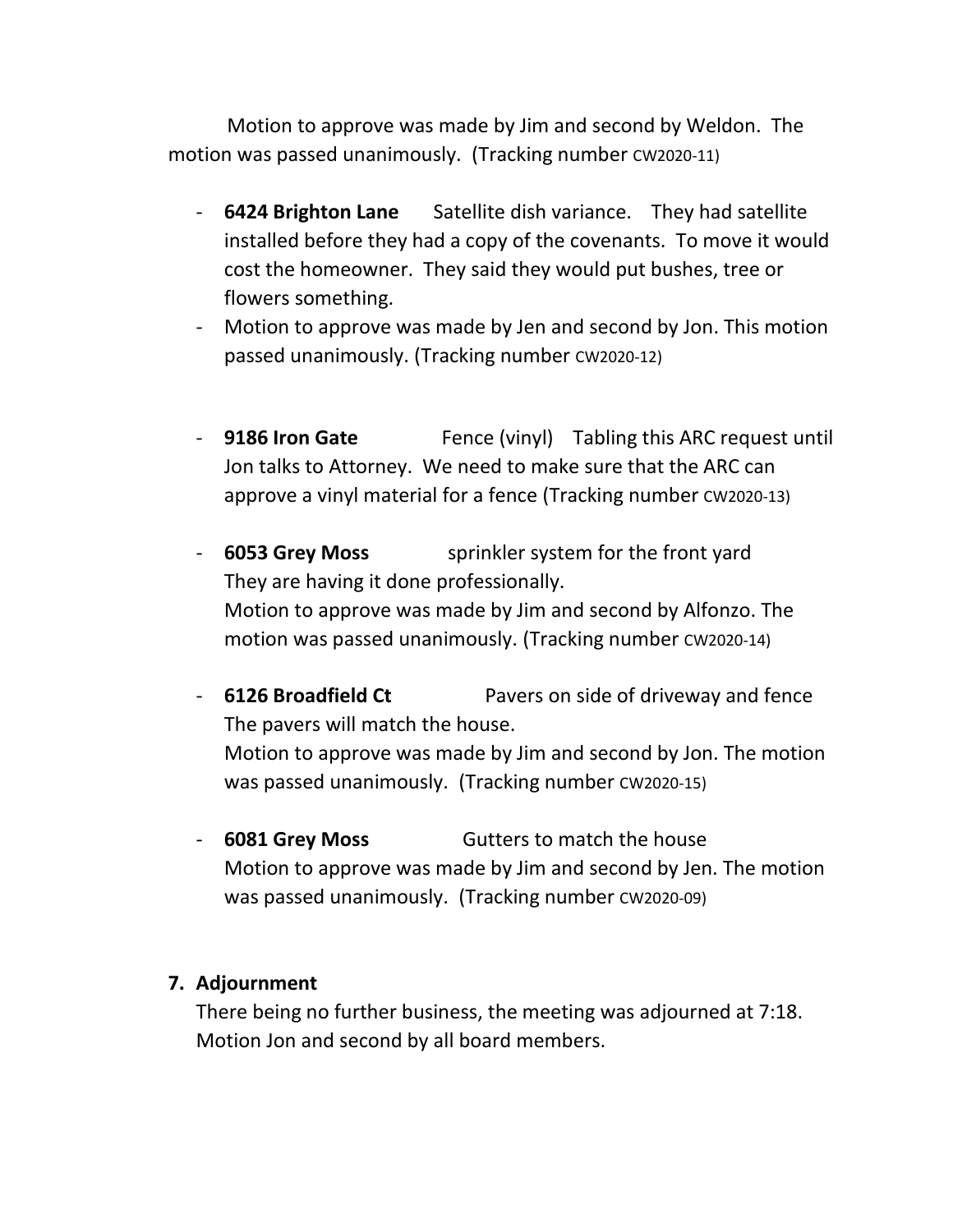Motion to approve was made by Jim and second by Weldon. The motion was passed unanimously. (Tracking number CW2020-11)

- **6424 Brighton Lane** Satellite dish variance. They had satellite installed before they had a copy of the covenants. To move it would cost the homeowner. They said they would put bushes, tree or flowers something.
- Motion to approve was made by Jen and second by Jon. This motion passed unanimously. (Tracking number CW2020-12)

- **9186 Iron Gate** Fence (vinyl) Tabling this ARC request until Jon talks to Attorney. We need to make sure that the ARC can approve a vinyl material for a fence (Tracking number CW2020-13)

- **6053 Grey Moss** sprinkler system for the front yard
  They are having it done professionally.
  Motion to approve was made by Jim and second by Alfonzo. The motion was passed unanimously. (Tracking number CW2020-14)

- **6126 Broadfield Ct** Pavers on side of driveway and fence
  The pavers will match the house.
  Motion to approve was made by Jim and second by Jon. The motion was passed unanimously. (Tracking number CW2020-15)

- **6081 Grey Moss** Gutters to match the house
  Motion to approve was made by Jim and second by Jen. The motion was passed unanimously. (Tracking number CW2020-09)

**7. Adjournment**

There being no further business, the meeting was adjourned at 7:18. Motion Jon and second by all board members.